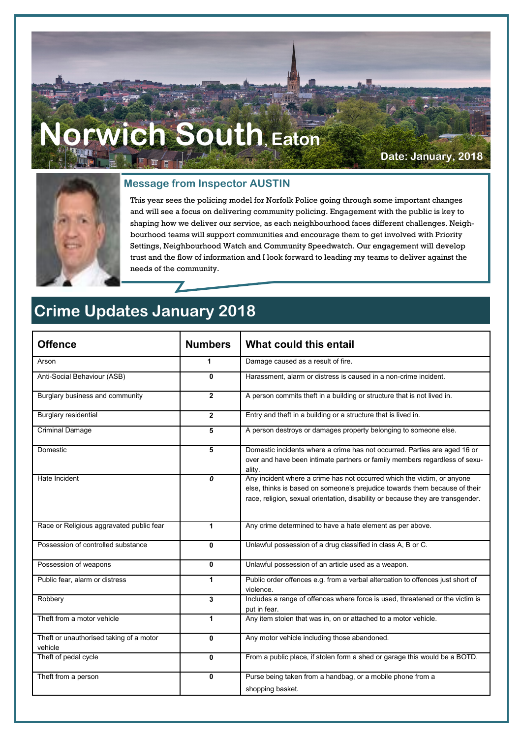# Norwich South, Eaton

**Date: January, 2018**

### Message from Inspector AUSTIN

This year sees the policing model for Norfolk Police going through some important changes and will see a focus on delivering community policing. Engagement with the public is key to shaping how we deliver our service, as each neighbourhood faces different challenges. Neighbourhood teams will support communities and encourage them to get involved with Priority Settings, Neighbourhood Watch and Community Speedwatch. Our engagement will develop trust and the flow of information and I look forward to leading my teams to deliver against the needs of the community.

## Crime Updates January 2018

| Offence | Numbers | What could this entail |
|---|---|---|
| Arson | 1 | Damage caused as a result of fire. |
| Anti-Social Behaviour (ASB) | 0 | Harassment, alarm or distress is caused in a non-crime incident. |
| Burglary business and community | 2 | A person commits theft in a building or structure that is not lived in. |
| Burglary residential | 2 | Entry and theft in a building or a structure that is lived in. |
| Criminal Damage | 5 | A person destroys or damages property belonging to someone else. |
| Domestic | 5 | Domestic incidents where a crime has not occurred. Parties are aged 16 or over and have been intimate partners or family members regardless of sexuality. |
| Hate Incident | *0* | Any incident where a crime has not occurred which the victim, or anyone else, thinks is based on someone's prejudice towards them because of their race, religion, sexual orientation, disability or because they are transgender. |
| Race or Religious aggravated public fear | 1 | Any crime determined to have a hate element as per above. |
| Possession of controlled substance | 0 | Unlawful possession of a drug classified in class A, B or C. |
| Possession of weapons | 0 | Unlawful possession of an article used as a weapon. |
| Public fear, alarm or distress | 1 | Public order offences e.g. from a verbal altercation to offences just short of violence. |
| Robbery | 3 | Includes a range of offences where force is used, threatened or the victim is put in fear. |
| Theft from a motor vehicle | 1 | Any item stolen that was in, on or attached to a motor vehicle. |
| Theft or unauthorised taking of a motor vehicle | 0 | Any motor vehicle including those abandoned. |
| Theft of pedal cycle | 0 | From a public place, if stolen form a shed or garage this would be a BOTD. |
| Theft from a person | 0 | Purse being taken from a handbag, or a mobile phone from a shopping basket. |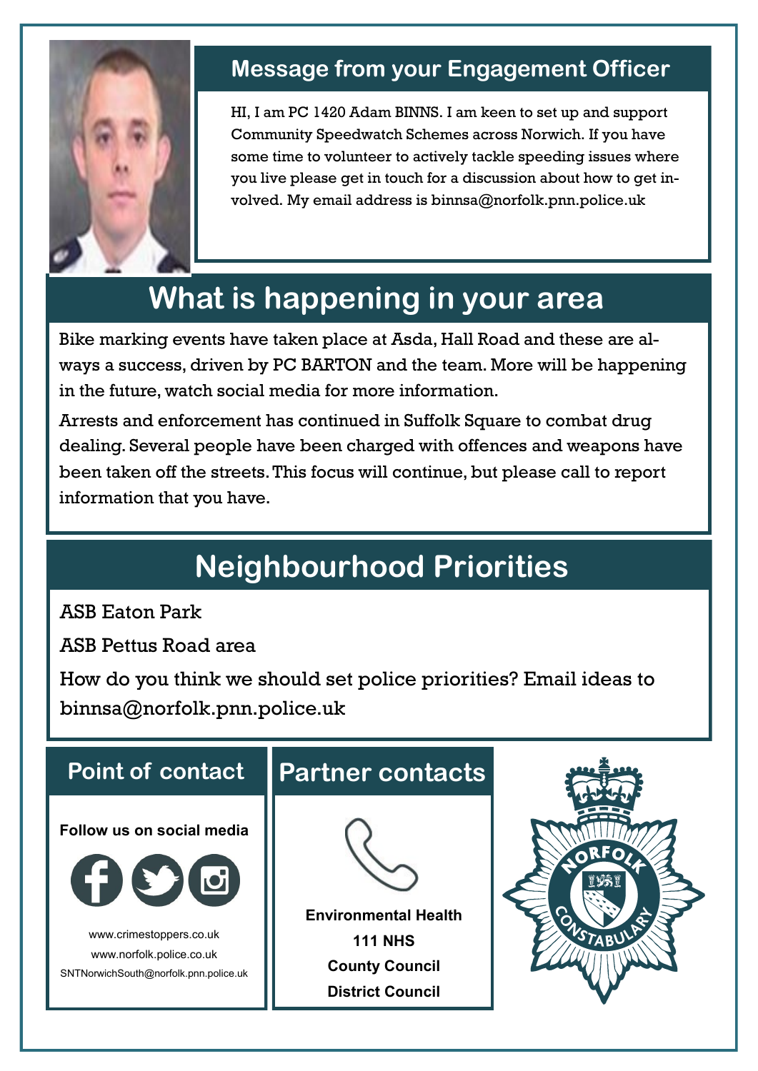## Message from your Engagement Officer

HI, I am PC 1420 Adam BINNS. I am keen to set up and support Community Speedwatch Schemes across Norwich. If you have some time to volunteer to actively tackle speeding issues where you live please get in touch for a discussion about how to get involved. My email address is binnsa@norfolk.pnn.police.uk

## What is happening in your area

Bike marking events have taken place at Asda, Hall Road and these are always a success, driven by PC BARTON and the team. More will be happening in the future, watch social media for more information.

Arrests and enforcement has continued in Suffolk Square to combat drug dealing. Several people have been charged with offences and weapons have been taken off the streets. This focus will continue, but please call to report information that you have.

## Neighbourhood Priorities

ASB Eaton Park

ASB Pettus Road area

How do you think we should set police priorities? Email ideas to binnsa@norfolk.pnn.police.uk

## Point of contact

**Follow us on social media**

www.crimestoppers.co.uk

www.norfolk.police.co.uk

SNTNorwichSouth@norfolk.pnn.police.uk

## Partner contacts

**Environmental Health**

**111 NHS**

**County Council**

**District Council**

NORFOLK CONSTABULARY